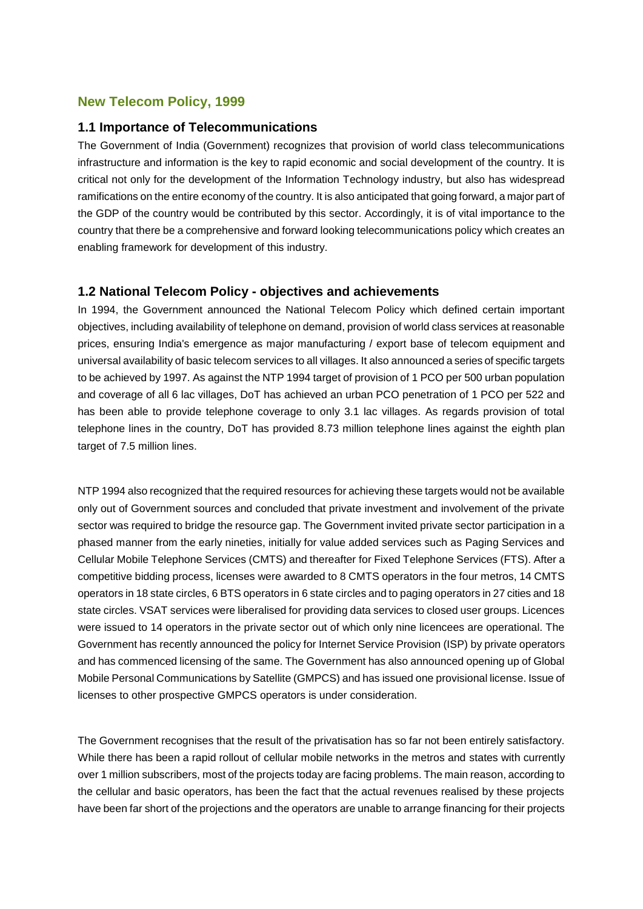# New Telecom Policy, 1999

## 1.1 Importance of Telecommunications

The Government of India (Government) recognizes that provision of world class telecommunications infrastructure and information is the key to rapid economic and social development of the country. It is critical not only for the development of the Information Technology industry, but also has widespread ramifications on the entire economy of the country. It is also anticipated that going forward, a major part of the GDP of the country would be contributed by this sector. Accordingly, it is of vital importance to the country that there be a comprehensive and forward looking telecommunications policy which creates an enabling framework for development of this industry.

## 1.2 National Telecom Policy - objectives and achievements

In 1994, the Government announced the National Telecom Policy which defined certain important objectives, including availability of telephone on demand, provision of world class services at reasonable prices, ensuring India's emergence as major manufacturing / export base of telecom equipment and universal availability of basic telecom services to all villages. It also announced a series of specific targets to be achieved by 1997. As against the NTP 1994 target of provision of 1 PCO per 500 urban population and coverage of all 6 lac villages, DoT has achieved an urban PCO penetration of 1 PCO per 522 and has been able to provide telephone coverage to only 3.1 lac villages. As regards provision of total telephone lines in the country, DoT has provided 8.73 million telephone lines against the eighth plan target of 7.5 million lines.

NTP 1994 also recognized that the required resources for achieving these targets would not be available only out of Government sources and concluded that private investment and involvement of the private sector was required to bridge the resource gap. The Government invited private sector participation in a phased manner from the early nineties, initially for value added services such as Paging Services and Cellular Mobile Telephone Services (CMTS) and thereafter for Fixed Telephone Services (FTS). After a competitive bidding process, licenses were awarded to 8 CMTS operators in the four metros, 14 CMTS operators in 18 state circles, 6 BTS operators in 6 state circles and to paging operators in 27 cities and 18 state circles. VSAT services were liberalised for providing data services to closed user groups. Licences were issued to 14 operators in the private sector out of which only nine licencees are operational. The Government has recently announced the policy for Internet Service Provision (ISP) by private operators and has commenced licensing of the same. The Government has also announced opening up of Global Mobile Personal Communications by Satellite (GMPCS) and has issued one provisional license. Issue of licenses to other prospective GMPCS operators is under consideration.

The Government recognises that the result of the privatisation has so far not been entirely satisfactory. While there has been a rapid rollout of cellular mobile networks in the metros and states with currently over 1 million subscribers, most of the projects today are facing problems. The main reason, according to the cellular and basic operators, has been the fact that the actual revenues realised by these projects have been far short of the projections and the operators are unable to arrange financing for their projects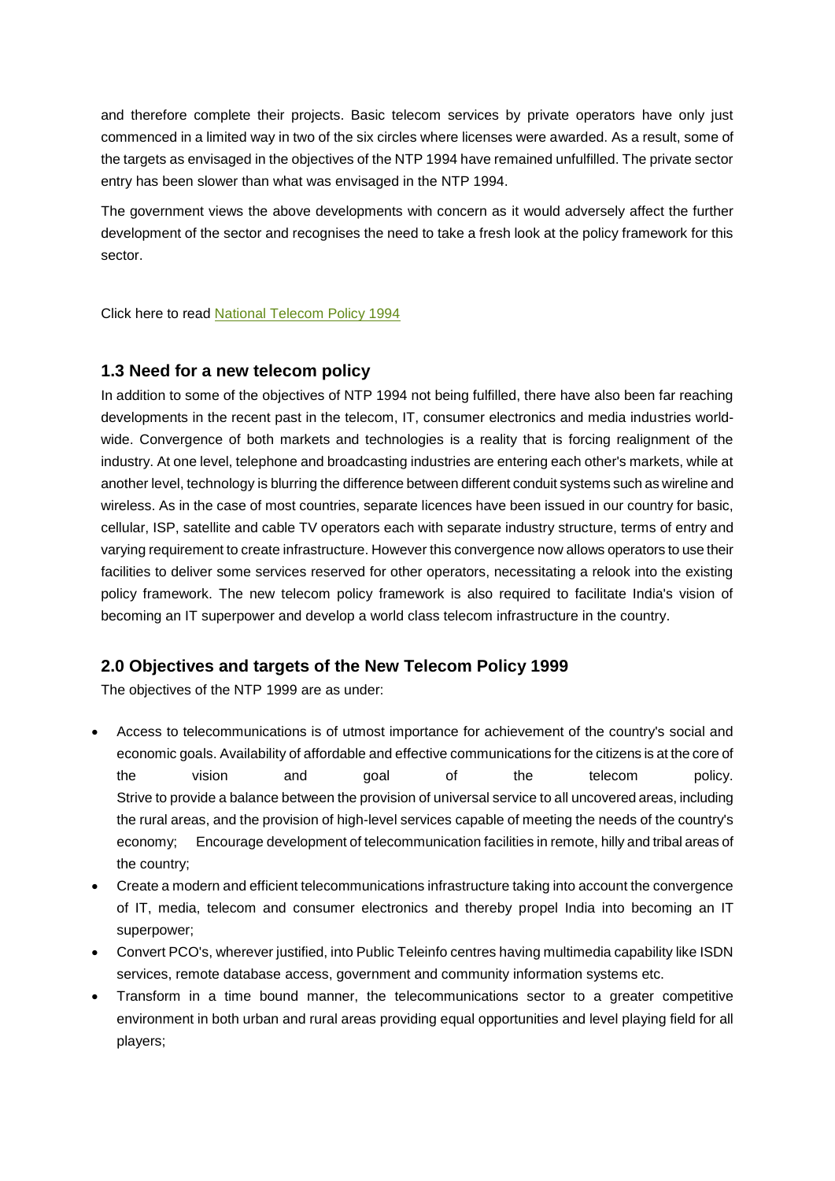and therefore complete their projects. Basic telecom services by private operators have only just commenced in a limited way in two of the six circles where licenses were awarded. As a result, some of the targets as envisaged in the objectives of the NTP 1994 have remained unfulfilled. The private sector entry has been slower than what was envisaged in the NTP 1994.

The government views the above developments with concern as it would adversely affect the further development of the sector and recognises the need to take a fresh look at the policy framework for this sector.

Click here to read National Telecom Policy 1994

### 1.3 Need for a new telecom policy

In addition to some of the objectives of NTP 1994 not being fulfilled, there have also been far reaching developments in the recent past in the telecom, IT, consumer electronics and media industries world-wide. Convergence of both markets and technologies is a reality that is forcing realignment of the industry. At one level, telephone and broadcasting industries are entering each other's markets, while at another level, technology is blurring the difference between different conduit systems such as wireline and wireless. As in the case of most countries, separate licences have been issued in our country for basic, cellular, ISP, satellite and cable TV operators each with separate industry structure, terms of entry and varying requirement to create infrastructure. However this convergence now allows operators to use their facilities to deliver some services reserved for other operators, necessitating a relook into the existing policy framework. The new telecom policy framework is also required to facilitate India's vision of becoming an IT superpower and develop a world class telecom infrastructure in the country.

### 2.0 Objectives and targets of the New Telecom Policy 1999

The objectives of the NTP 1999 are as under:

- Access to telecommunications is of utmost importance for achievement of the country's social and economic goals. Availability of affordable and effective communications for the citizens is at the core of the vision and goal of the telecom policy. Strive to provide a balance between the provision of universal service to all uncovered areas, including the rural areas, and the provision of high-level services capable of meeting the needs of the country's economy; Encourage development of telecommunication facilities in remote, hilly and tribal areas of the country;
- Create a modern and efficient telecommunications infrastructure taking into account the convergence of IT, media, telecom and consumer electronics and thereby propel India into becoming an IT superpower;
- Convert PCO's, wherever justified, into Public Teleinfo centres having multimedia capability like ISDN services, remote database access, government and community information systems etc.
- Transform in a time bound manner, the telecommunications sector to a greater competitive environment in both urban and rural areas providing equal opportunities and level playing field for all players;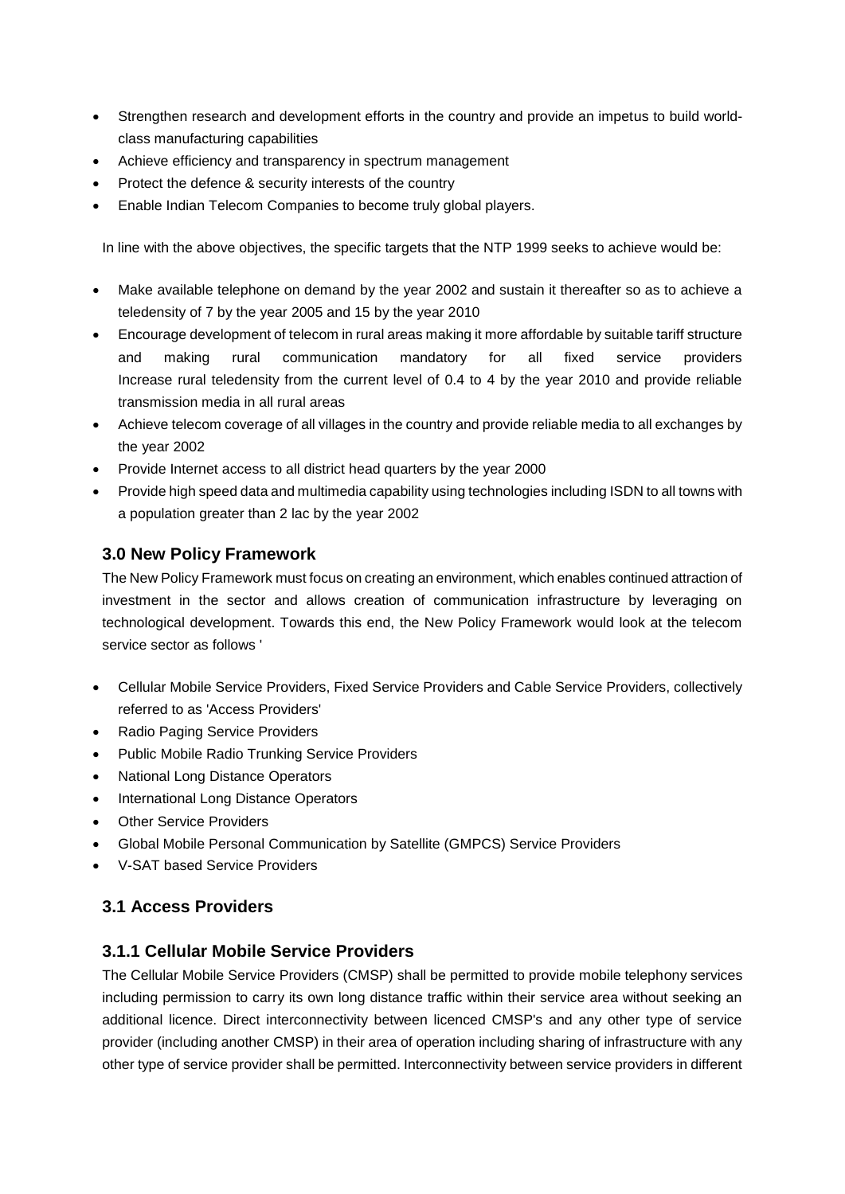- Strengthen research and development efforts in the country and provide an impetus to build world-class manufacturing capabilities
- Achieve efficiency and transparency in spectrum management
- Protect the defence & security interests of the country
- Enable Indian Telecom Companies to become truly global players.

In line with the above objectives, the specific targets that the NTP 1999 seeks to achieve would be:

- Make available telephone on demand by the year 2002 and sustain it thereafter so as to achieve a teledensity of 7 by the year 2005 and 15 by the year 2010
- Encourage development of telecom in rural areas making it more affordable by suitable tariff structure and making rural communication mandatory for all fixed service providers Increase rural teledensity from the current level of 0.4 to 4 by the year 2010 and provide reliable transmission media in all rural areas
- Achieve telecom coverage of all villages in the country and provide reliable media to all exchanges by the year 2002
- Provide Internet access to all district head quarters by the year 2000
- Provide high speed data and multimedia capability using technologies including ISDN to all towns with a population greater than 2 lac by the year 2002

## 3.0 New Policy Framework

The New Policy Framework must focus on creating an environment, which enables continued attraction of investment in the sector and allows creation of communication infrastructure by leveraging on technological development. Towards this end, the New Policy Framework would look at the telecom service sector as follows '

- Cellular Mobile Service Providers, Fixed Service Providers and Cable Service Providers, collectively referred to as 'Access Providers'
- Radio Paging Service Providers
- Public Mobile Radio Trunking Service Providers
- National Long Distance Operators
- International Long Distance Operators
- Other Service Providers
- Global Mobile Personal Communication by Satellite (GMPCS) Service Providers
- V-SAT based Service Providers

## 3.1 Access Providers

### 3.1.1 Cellular Mobile Service Providers

The Cellular Mobile Service Providers (CMSP) shall be permitted to provide mobile telephony services including permission to carry its own long distance traffic within their service area without seeking an additional licence. Direct interconnectivity between licenced CMSP's and any other type of service provider (including another CMSP) in their area of operation including sharing of infrastructure with any other type of service provider shall be permitted. Interconnectivity between service providers in different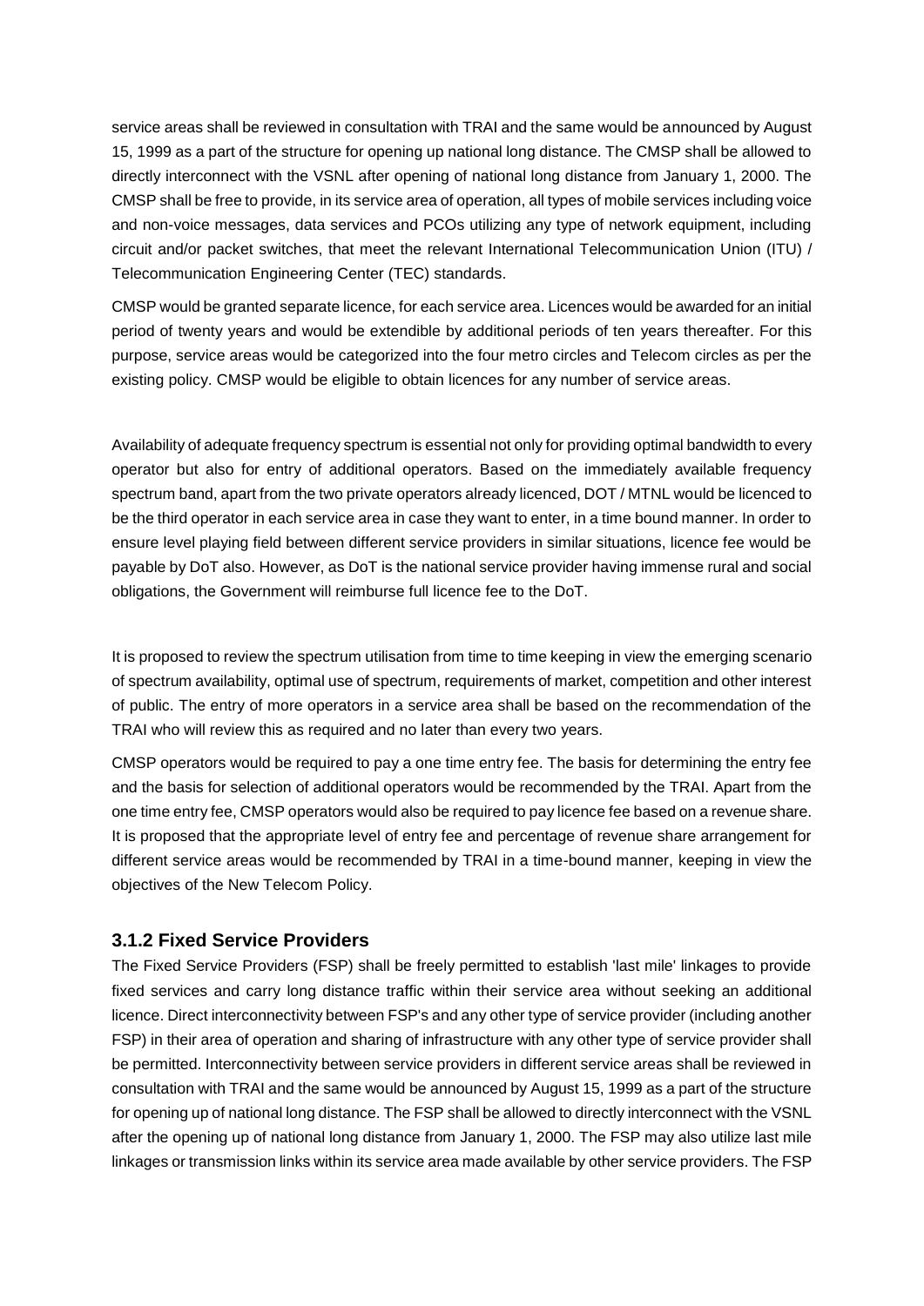service areas shall be reviewed in consultation with TRAI and the same would be announced by August 15, 1999 as a part of the structure for opening up national long distance. The CMSP shall be allowed to directly interconnect with the VSNL after opening of national long distance from January 1, 2000. The CMSP shall be free to provide, in its service area of operation, all types of mobile services including voice and non-voice messages, data services and PCOs utilizing any type of network equipment, including circuit and/or packet switches, that meet the relevant International Telecommunication Union (ITU) / Telecommunication Engineering Center (TEC) standards.

CMSP would be granted separate licence, for each service area. Licences would be awarded for an initial period of twenty years and would be extendible by additional periods of ten years thereafter. For this purpose, service areas would be categorized into the four metro circles and Telecom circles as per the existing policy. CMSP would be eligible to obtain licences for any number of service areas.

Availability of adequate frequency spectrum is essential not only for providing optimal bandwidth to every operator but also for entry of additional operators. Based on the immediately available frequency spectrum band, apart from the two private operators already licenced, DOT / MTNL would be licenced to be the third operator in each service area in case they want to enter, in a time bound manner. In order to ensure level playing field between different service providers in similar situations, licence fee would be payable by DoT also. However, as DoT is the national service provider having immense rural and social obligations, the Government will reimburse full licence fee to the DoT.

It is proposed to review the spectrum utilisation from time to time keeping in view the emerging scenario of spectrum availability, optimal use of spectrum, requirements of market, competition and other interest of public. The entry of more operators in a service area shall be based on the recommendation of the TRAI who will review this as required and no later than every two years.

CMSP operators would be required to pay a one time entry fee. The basis for determining the entry fee and the basis for selection of additional operators would be recommended by the TRAI. Apart from the one time entry fee, CMSP operators would also be required to pay licence fee based on a revenue share. It is proposed that the appropriate level of entry fee and percentage of revenue share arrangement for different service areas would be recommended by TRAI in a time-bound manner, keeping in view the objectives of the New Telecom Policy.

### 3.1.2 Fixed Service Providers

The Fixed Service Providers (FSP) shall be freely permitted to establish 'last mile' linkages to provide fixed services and carry long distance traffic within their service area without seeking an additional licence. Direct interconnectivity between FSP's and any other type of service provider (including another FSP) in their area of operation and sharing of infrastructure with any other type of service provider shall be permitted. Interconnectivity between service providers in different service areas shall be reviewed in consultation with TRAI and the same would be announced by August 15, 1999 as a part of the structure for opening up of national long distance. The FSP shall be allowed to directly interconnect with the VSNL after the opening up of national long distance from January 1, 2000. The FSP may also utilize last mile linkages or transmission links within its service area made available by other service providers. The FSP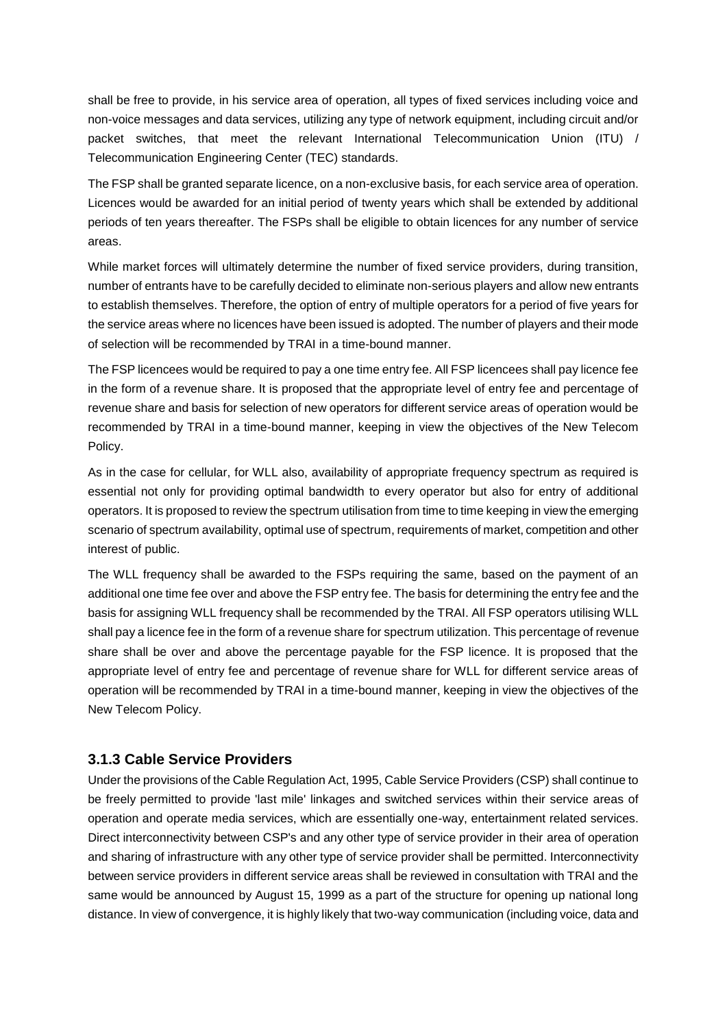shall be free to provide, in his service area of operation, all types of fixed services including voice and non-voice messages and data services, utilizing any type of network equipment, including circuit and/or packet switches, that meet the relevant International Telecommunication Union (ITU) / Telecommunication Engineering Center (TEC) standards.

The FSP shall be granted separate licence, on a non-exclusive basis, for each service area of operation. Licences would be awarded for an initial period of twenty years which shall be extended by additional periods of ten years thereafter. The FSPs shall be eligible to obtain licences for any number of service areas.

While market forces will ultimately determine the number of fixed service providers, during transition, number of entrants have to be carefully decided to eliminate non-serious players and allow new entrants to establish themselves. Therefore, the option of entry of multiple operators for a period of five years for the service areas where no licences have been issued is adopted. The number of players and their mode of selection will be recommended by TRAI in a time-bound manner.

The FSP licencees would be required to pay a one time entry fee. All FSP licencees shall pay licence fee in the form of a revenue share. It is proposed that the appropriate level of entry fee and percentage of revenue share and basis for selection of new operators for different service areas of operation would be recommended by TRAI in a time-bound manner, keeping in view the objectives of the New Telecom Policy.

As in the case for cellular, for WLL also, availability of appropriate frequency spectrum as required is essential not only for providing optimal bandwidth to every operator but also for entry of additional operators. It is proposed to review the spectrum utilisation from time to time keeping in view the emerging scenario of spectrum availability, optimal use of spectrum, requirements of market, competition and other interest of public.

The WLL frequency shall be awarded to the FSPs requiring the same, based on the payment of an additional one time fee over and above the FSP entry fee. The basis for determining the entry fee and the basis for assigning WLL frequency shall be recommended by the TRAI. All FSP operators utilising WLL shall pay a licence fee in the form of a revenue share for spectrum utilization. This percentage of revenue share shall be over and above the percentage payable for the FSP licence. It is proposed that the appropriate level of entry fee and percentage of revenue share for WLL for different service areas of operation will be recommended by TRAI in a time-bound manner, keeping in view the objectives of the New Telecom Policy.

### 3.1.3 Cable Service Providers

Under the provisions of the Cable Regulation Act, 1995, Cable Service Providers (CSP) shall continue to be freely permitted to provide 'last mile' linkages and switched services within their service areas of operation and operate media services, which are essentially one-way, entertainment related services. Direct interconnectivity between CSP's and any other type of service provider in their area of operation and sharing of infrastructure with any other type of service provider shall be permitted. Interconnectivity between service providers in different service areas shall be reviewed in consultation with TRAI and the same would be announced by August 15, 1999 as a part of the structure for opening up national long distance. In view of convergence, it is highly likely that two-way communication (including voice, data and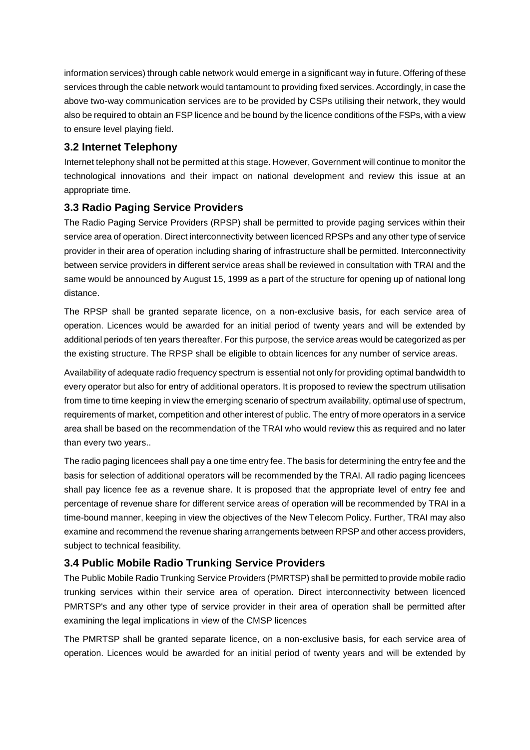information services) through cable network would emerge in a significant way in future. Offering of these services through the cable network would tantamount to providing fixed services. Accordingly, in case the above two-way communication services are to be provided by CSPs utilising their network, they would also be required to obtain an FSP licence and be bound by the licence conditions of the FSPs, with a view to ensure level playing field.

### 3.2 Internet Telephony

Internet telephony shall not be permitted at this stage. However, Government will continue to monitor the technological innovations and their impact on national development and review this issue at an appropriate time.

### 3.3 Radio Paging Service Providers

The Radio Paging Service Providers (RPSP) shall be permitted to provide paging services within their service area of operation. Direct interconnectivity between licenced RPSPs and any other type of service provider in their area of operation including sharing of infrastructure shall be permitted. Interconnectivity between service providers in different service areas shall be reviewed in consultation with TRAI and the same would be announced by August 15, 1999 as a part of the structure for opening up of national long distance.

The RPSP shall be granted separate licence, on a non-exclusive basis, for each service area of operation. Licences would be awarded for an initial period of twenty years and will be extended by additional periods of ten years thereafter. For this purpose, the service areas would be categorized as per the existing structure. The RPSP shall be eligible to obtain licences for any number of service areas.

Availability of adequate radio frequency spectrum is essential not only for providing optimal bandwidth to every operator but also for entry of additional operators. It is proposed to review the spectrum utilisation from time to time keeping in view the emerging scenario of spectrum availability, optimal use of spectrum, requirements of market, competition and other interest of public. The entry of more operators in a service area shall be based on the recommendation of the TRAI who would review this as required and no later than every two years..

The radio paging licencees shall pay a one time entry fee. The basis for determining the entry fee and the basis for selection of additional operators will be recommended by the TRAI. All radio paging licencees shall pay licence fee as a revenue share. It is proposed that the appropriate level of entry fee and percentage of revenue share for different service areas of operation will be recommended by TRAI in a time-bound manner, keeping in view the objectives of the New Telecom Policy. Further, TRAI may also examine and recommend the revenue sharing arrangements between RPSP and other access providers, subject to technical feasibility.

### 3.4 Public Mobile Radio Trunking Service Providers

The Public Mobile Radio Trunking Service Providers (PMRTSP) shall be permitted to provide mobile radio trunking services within their service area of operation. Direct interconnectivity between licenced PMRTSP's and any other type of service provider in their area of operation shall be permitted after examining the legal implications in view of the CMSP licences

The PMRTSP shall be granted separate licence, on a non-exclusive basis, for each service area of operation. Licences would be awarded for an initial period of twenty years and will be extended by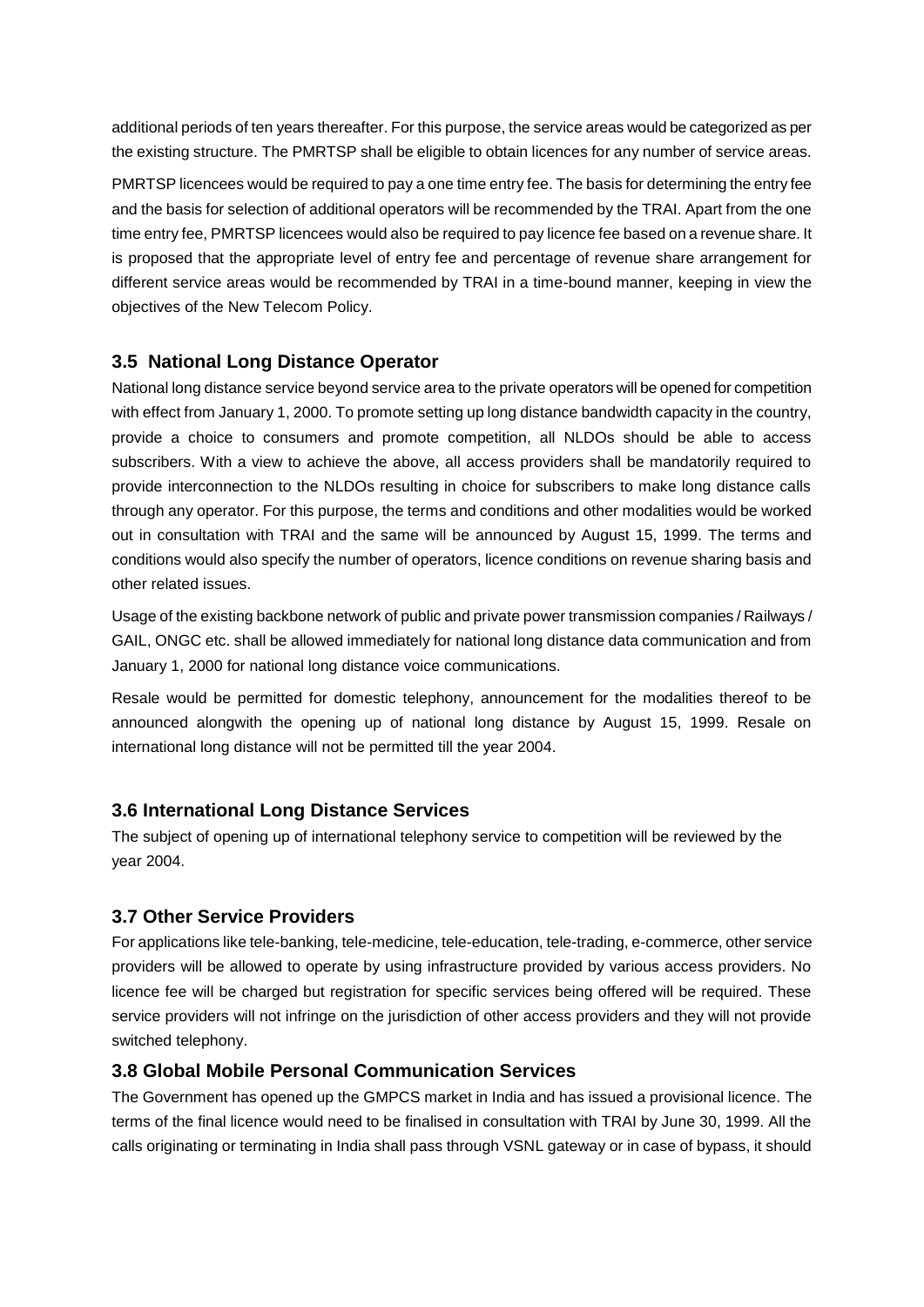additional periods of ten years thereafter. For this purpose, the service areas would be categorized as per the existing structure. The PMRTSP shall be eligible to obtain licences for any number of service areas.

PMRTSP licencees would be required to pay a one time entry fee. The basis for determining the entry fee and the basis for selection of additional operators will be recommended by the TRAI. Apart from the one time entry fee, PMRTSP licencees would also be required to pay licence fee based on a revenue share. It is proposed that the appropriate level of entry fee and percentage of revenue share arrangement for different service areas would be recommended by TRAI in a time-bound manner, keeping in view the objectives of the New Telecom Policy.

### 3.5 National Long Distance Operator

National long distance service beyond service area to the private operators will be opened for competition with effect from January 1, 2000. To promote setting up long distance bandwidth capacity in the country, provide a choice to consumers and promote competition, all NLDOs should be able to access subscribers. With a view to achieve the above, all access providers shall be mandatorily required to provide interconnection to the NLDOs resulting in choice for subscribers to make long distance calls through any operator. For this purpose, the terms and conditions and other modalities would be worked out in consultation with TRAI and the same will be announced by August 15, 1999. The terms and conditions would also specify the number of operators, licence conditions on revenue sharing basis and other related issues.

Usage of the existing backbone network of public and private power transmission companies / Railways / GAIL, ONGC etc. shall be allowed immediately for national long distance data communication and from January 1, 2000 for national long distance voice communications.

Resale would be permitted for domestic telephony, announcement for the modalities thereof to be announced alongwith the opening up of national long distance by August 15, 1999. Resale on international long distance will not be permitted till the year 2004.

### 3.6 International Long Distance Services

The subject of opening up of international telephony service to competition will be reviewed by the year 2004.

### 3.7 Other Service Providers

For applications like tele-banking, tele-medicine, tele-education, tele-trading, e-commerce, other service providers will be allowed to operate by using infrastructure provided by various access providers. No licence fee will be charged but registration for specific services being offered will be required. These service providers will not infringe on the jurisdiction of other access providers and they will not provide switched telephony.

### 3.8 Global Mobile Personal Communication Services

The Government has opened up the GMPCS market in India and has issued a provisional licence. The terms of the final licence would need to be finalised in consultation with TRAI by June 30, 1999. All the calls originating or terminating in India shall pass through VSNL gateway or in case of bypass, it should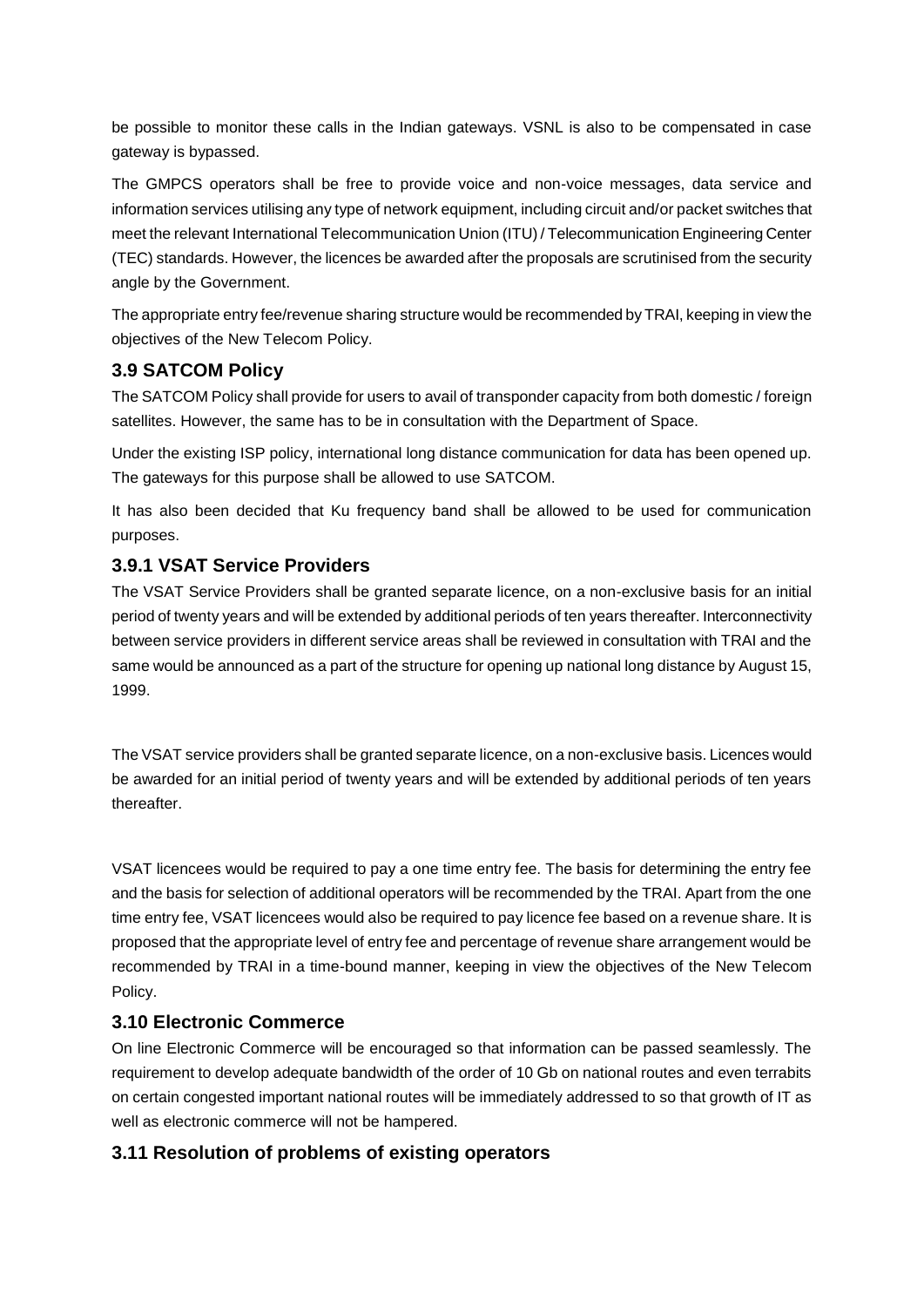be possible to monitor these calls in the Indian gateways. VSNL is also to be compensated in case gateway is bypassed.

The GMPCS operators shall be free to provide voice and non-voice messages, data service and information services utilising any type of network equipment, including circuit and/or packet switches that meet the relevant International Telecommunication Union (ITU) / Telecommunication Engineering Center (TEC) standards. However, the licences be awarded after the proposals are scrutinised from the security angle by the Government.

The appropriate entry fee/revenue sharing structure would be recommended by TRAI, keeping in view the objectives of the New Telecom Policy.

### 3.9 SATCOM Policy

The SATCOM Policy shall provide for users to avail of transponder capacity from both domestic / foreign satellites. However, the same has to be in consultation with the Department of Space.

Under the existing ISP policy, international long distance communication for data has been opened up. The gateways for this purpose shall be allowed to use SATCOM.

It has also been decided that Ku frequency band shall be allowed to be used for communication purposes.

### 3.9.1 VSAT Service Providers

The VSAT Service Providers shall be granted separate licence, on a non-exclusive basis for an initial period of twenty years and will be extended by additional periods of ten years thereafter. Interconnectivity between service providers in different service areas shall be reviewed in consultation with TRAI and the same would be announced as a part of the structure for opening up national long distance by August 15, 1999.

The VSAT service providers shall be granted separate licence, on a non-exclusive basis. Licences would be awarded for an initial period of twenty years and will be extended by additional periods of ten years thereafter.

VSAT licencees would be required to pay a one time entry fee. The basis for determining the entry fee and the basis for selection of additional operators will be recommended by the TRAI. Apart from the one time entry fee, VSAT licencees would also be required to pay licence fee based on a revenue share. It is proposed that the appropriate level of entry fee and percentage of revenue share arrangement would be recommended by TRAI in a time-bound manner, keeping in view the objectives of the New Telecom Policy.

### 3.10 Electronic Commerce

On line Electronic Commerce will be encouraged so that information can be passed seamlessly. The requirement to develop adequate bandwidth of the order of 10 Gb on national routes and even terrabits on certain congested important national routes will be immediately addressed to so that growth of IT as well as electronic commerce will not be hampered.

### 3.11 Resolution of problems of existing operators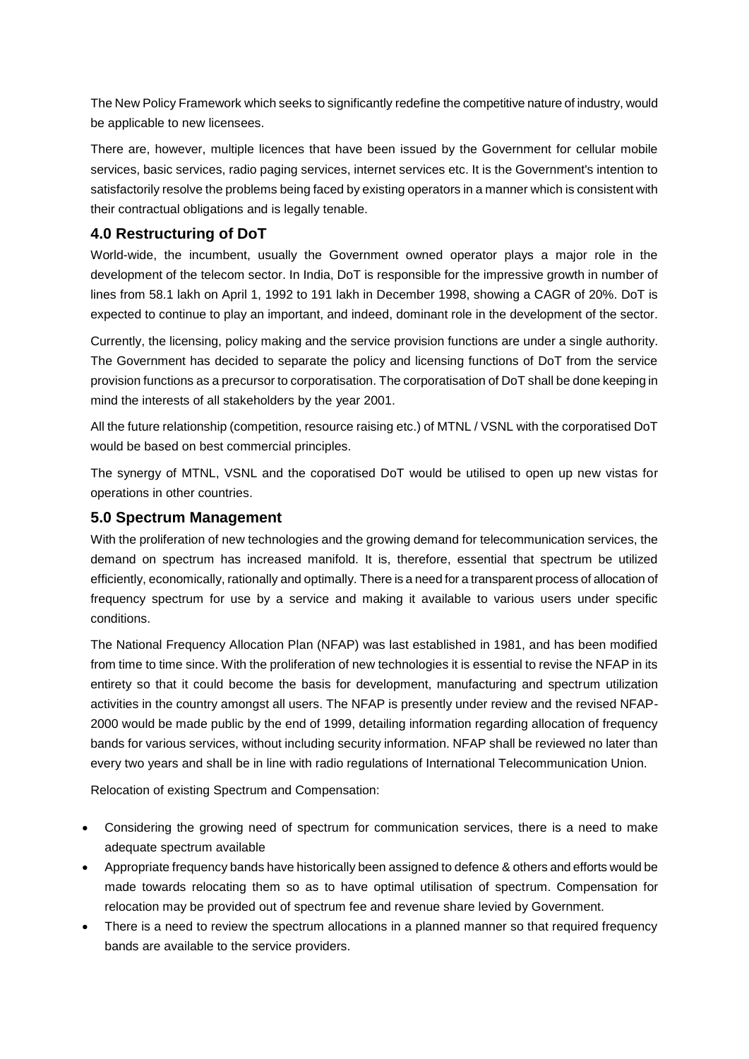The New Policy Framework which seeks to significantly redefine the competitive nature of industry, would be applicable to new licensees.

There are, however, multiple licences that have been issued by the Government for cellular mobile services, basic services, radio paging services, internet services etc. It is the Government's intention to satisfactorily resolve the problems being faced by existing operators in a manner which is consistent with their contractual obligations and is legally tenable.

## 4.0 Restructuring of DoT

World-wide, the incumbent, usually the Government owned operator plays a major role in the development of the telecom sector. In India, DoT is responsible for the impressive growth in number of lines from 58.1 lakh on April 1, 1992 to 191 lakh in December 1998, showing a CAGR of 20%. DoT is expected to continue to play an important, and indeed, dominant role in the development of the sector.

Currently, the licensing, policy making and the service provision functions are under a single authority. The Government has decided to separate the policy and licensing functions of DoT from the service provision functions as a precursor to corporatisation. The corporatisation of DoT shall be done keeping in mind the interests of all stakeholders by the year 2001.

All the future relationship (competition, resource raising etc.) of MTNL / VSNL with the corporatised DoT would be based on best commercial principles.

The synergy of MTNL, VSNL and the coporatised DoT would be utilised to open up new vistas for operations in other countries.

## 5.0 Spectrum Management

With the proliferation of new technologies and the growing demand for telecommunication services, the demand on spectrum has increased manifold. It is, therefore, essential that spectrum be utilized efficiently, economically, rationally and optimally. There is a need for a transparent process of allocation of frequency spectrum for use by a service and making it available to various users under specific conditions.

The National Frequency Allocation Plan (NFAP) was last established in 1981, and has been modified from time to time since. With the proliferation of new technologies it is essential to revise the NFAP in its entirety so that it could become the basis for development, manufacturing and spectrum utilization activities in the country amongst all users. The NFAP is presently under review and the revised NFAP-2000 would be made public by the end of 1999, detailing information regarding allocation of frequency bands for various services, without including security information. NFAP shall be reviewed no later than every two years and shall be in line with radio regulations of International Telecommunication Union.

Relocation of existing Spectrum and Compensation:

- Considering the growing need of spectrum for communication services, there is a need to make adequate spectrum available
- Appropriate frequency bands have historically been assigned to defence & others and efforts would be made towards relocating them so as to have optimal utilisation of spectrum. Compensation for relocation may be provided out of spectrum fee and revenue share levied by Government.
- There is a need to review the spectrum allocations in a planned manner so that required frequency bands are available to the service providers.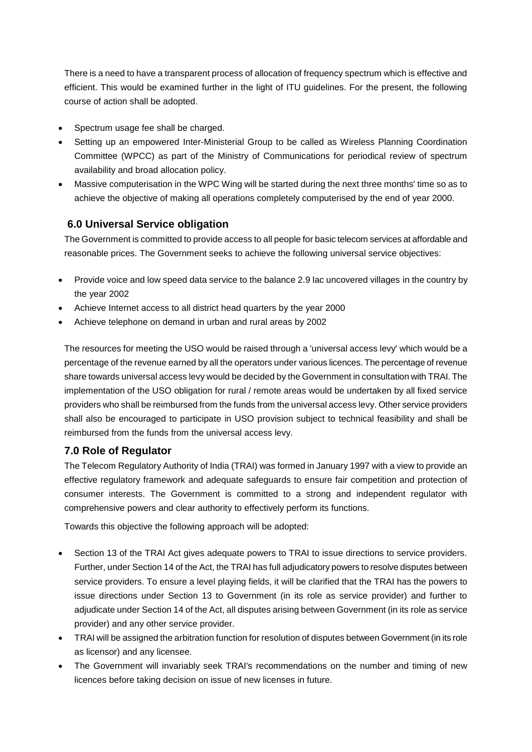There is a need to have a transparent process of allocation of frequency spectrum which is effective and efficient. This would be examined further in the light of ITU guidelines. For the present, the following course of action shall be adopted.

- Spectrum usage fee shall be charged.
- Setting up an empowered Inter-Ministerial Group to be called as Wireless Planning Coordination Committee (WPCC) as part of the Ministry of Communications for periodical review of spectrum availability and broad allocation policy.
- Massive computerisation in the WPC Wing will be started during the next three months' time so as to achieve the objective of making all operations completely computerised by the end of year 2000.

## 6.0 Universal Service obligation

The Government is committed to provide access to all people for basic telecom services at affordable and reasonable prices. The Government seeks to achieve the following universal service objectives:

- Provide voice and low speed data service to the balance 2.9 lac uncovered villages in the country by the year 2002
- Achieve Internet access to all district head quarters by the year 2000
- Achieve telephone on demand in urban and rural areas by 2002

The resources for meeting the USO would be raised through a 'universal access levy' which would be a percentage of the revenue earned by all the operators under various licences. The percentage of revenue share towards universal access levy would be decided by the Government in consultation with TRAI. The implementation of the USO obligation for rural / remote areas would be undertaken by all fixed service providers who shall be reimbursed from the funds from the universal access levy. Other service providers shall also be encouraged to participate in USO provision subject to technical feasibility and shall be reimbursed from the funds from the universal access levy.

## 7.0 Role of Regulator

The Telecom Regulatory Authority of India (TRAI) was formed in January 1997 with a view to provide an effective regulatory framework and adequate safeguards to ensure fair competition and protection of consumer interests. The Government is committed to a strong and independent regulator with comprehensive powers and clear authority to effectively perform its functions.

Towards this objective the following approach will be adopted:

- Section 13 of the TRAI Act gives adequate powers to TRAI to issue directions to service providers. Further, under Section 14 of the Act, the TRAI has full adjudicatory powers to resolve disputes between service providers. To ensure a level playing fields, it will be clarified that the TRAI has the powers to issue directions under Section 13 to Government (in its role as service provider) and further to adjudicate under Section 14 of the Act, all disputes arising between Government (in its role as service provider) and any other service provider.
- TRAI will be assigned the arbitration function for resolution of disputes between Government (in its role as licensor) and any licensee.
- The Government will invariably seek TRAI's recommendations on the number and timing of new licences before taking decision on issue of new licenses in future.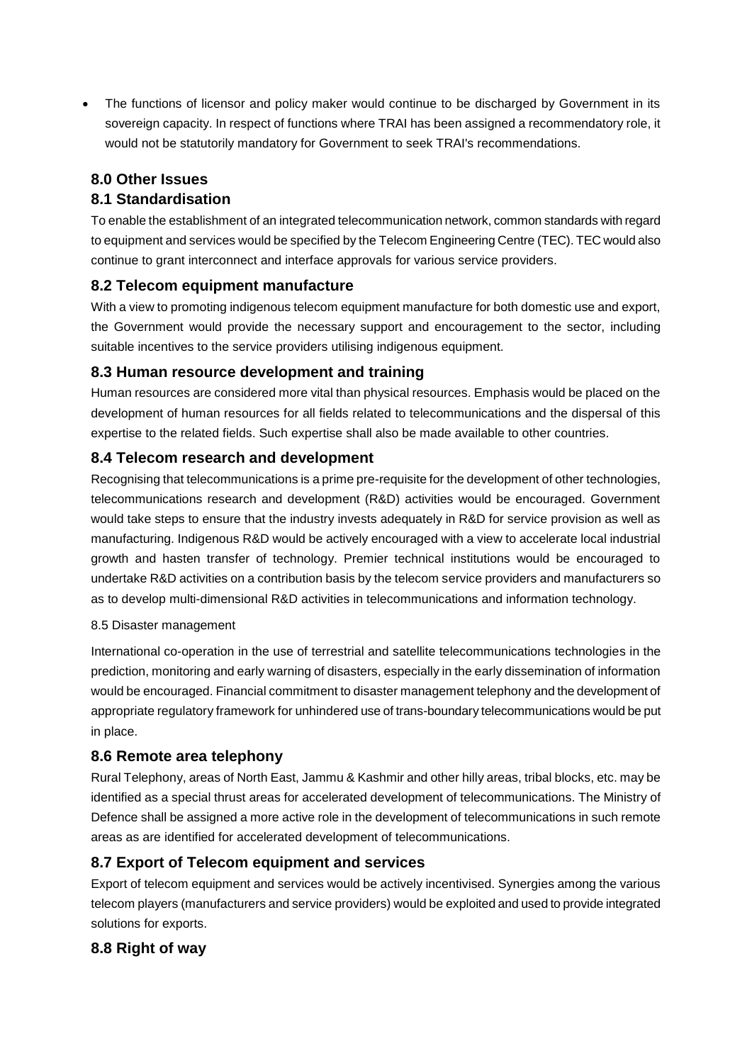- The functions of licensor and policy maker would continue to be discharged by Government in its sovereign capacity. In respect of functions where TRAI has been assigned a recommendatory role, it would not be statutorily mandatory for Government to seek TRAI's recommendations.

## 8.0 Other Issues

### 8.1 Standardisation

To enable the establishment of an integrated telecommunication network, common standards with regard to equipment and services would be specified by the Telecom Engineering Centre (TEC). TEC would also continue to grant interconnect and interface approvals for various service providers.

### 8.2 Telecom equipment manufacture

With a view to promoting indigenous telecom equipment manufacture for both domestic use and export, the Government would provide the necessary support and encouragement to the sector, including suitable incentives to the service providers utilising indigenous equipment.

### 8.3 Human resource development and training

Human resources are considered more vital than physical resources. Emphasis would be placed on the development of human resources for all fields related to telecommunications and the dispersal of this expertise to the related fields. Such expertise shall also be made available to other countries.

### 8.4 Telecom research and development

Recognising that telecommunications is a prime pre-requisite for the development of other technologies, telecommunications research and development (R&D) activities would be encouraged. Government would take steps to ensure that the industry invests adequately in R&D for service provision as well as manufacturing. Indigenous R&D would be actively encouraged with a view to accelerate local industrial growth and hasten transfer of technology. Premier technical institutions would be encouraged to undertake R&D activities on a contribution basis by the telecom service providers and manufacturers so as to develop multi-dimensional R&D activities in telecommunications and information technology.

8.5 Disaster management

International co-operation in the use of terrestrial and satellite telecommunications technologies in the prediction, monitoring and early warning of disasters, especially in the early dissemination of information would be encouraged. Financial commitment to disaster management telephony and the development of appropriate regulatory framework for unhindered use of trans-boundary telecommunications would be put in place.

### 8.6 Remote area telephony

Rural Telephony, areas of North East, Jammu & Kashmir and other hilly areas, tribal blocks, etc. may be identified as a special thrust areas for accelerated development of telecommunications. The Ministry of Defence shall be assigned a more active role in the development of telecommunications in such remote areas as are identified for accelerated development of telecommunications.

### 8.7 Export of Telecom equipment and services

Export of telecom equipment and services would be actively incentivised. Synergies among the various telecom players (manufacturers and service providers) would be exploited and used to provide integrated solutions for exports.

### 8.8 Right of way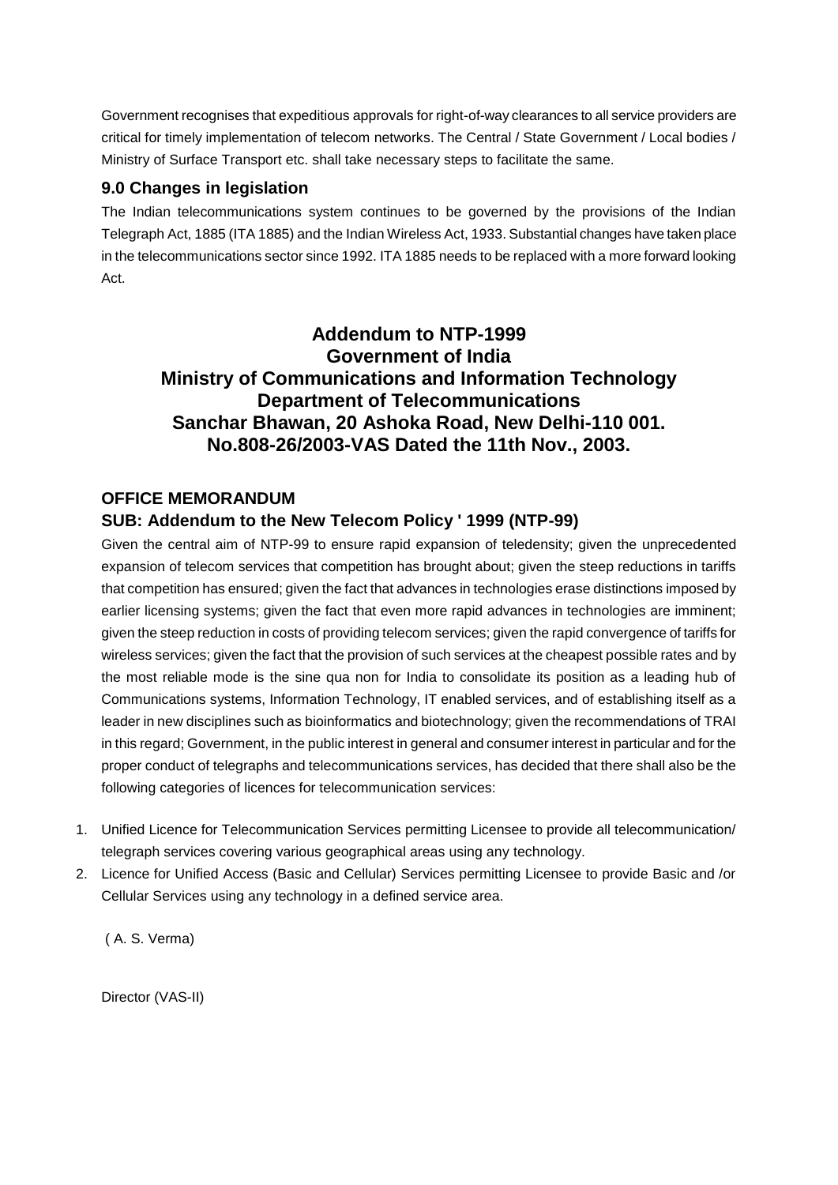Government recognises that expeditious approvals for right-of-way clearances to all service providers are critical for timely implementation of telecom networks. The Central / State Government / Local bodies / Ministry of Surface Transport etc. shall take necessary steps to facilitate the same.

### 9.0 Changes in legislation

The Indian telecommunications system continues to be governed by the provisions of the Indian Telegraph Act, 1885 (ITA 1885) and the Indian Wireless Act, 1933. Substantial changes have taken place in the telecommunications sector since 1992. ITA 1885 needs to be replaced with a more forward looking Act.

## Addendum to NTP-1999
## Government of India
## Ministry of Communications and Information Technology
## Department of Telecommunications
## Sanchar Bhawan, 20 Ashoka Road, New Delhi-110 001.
## No.808-26/2003-VAS Dated the 11th Nov., 2003.

### OFFICE MEMORANDUM

### SUB: Addendum to the New Telecom Policy ' 1999 (NTP-99)

Given the central aim of NTP-99 to ensure rapid expansion of teledensity; given the unprecedented expansion of telecom services that competition has brought about; given the steep reductions in tariffs that competition has ensured; given the fact that advances in technologies erase distinctions imposed by earlier licensing systems; given the fact that even more rapid advances in technologies are imminent; given the steep reduction in costs of providing telecom services; given the rapid convergence of tariffs for wireless services; given the fact that the provision of such services at the cheapest possible rates and by the most reliable mode is the sine qua non for India to consolidate its position as a leading hub of Communications systems, Information Technology, IT enabled services, and of establishing itself as a leader in new disciplines such as bioinformatics and biotechnology; given the recommendations of TRAI in this regard; Government, in the public interest in general and consumer interest in particular and for the proper conduct of telegraphs and telecommunications services, has decided that there shall also be the following categories of licences for telecommunication services:

1. Unified Licence for Telecommunication Services permitting Licensee to provide all telecommunication/ telegraph services covering various geographical areas using any technology.
2. Licence for Unified Access (Basic and Cellular) Services permitting Licensee to provide Basic and /or Cellular Services using any technology in a defined service area.

( A. S. Verma)

Director (VAS-II)